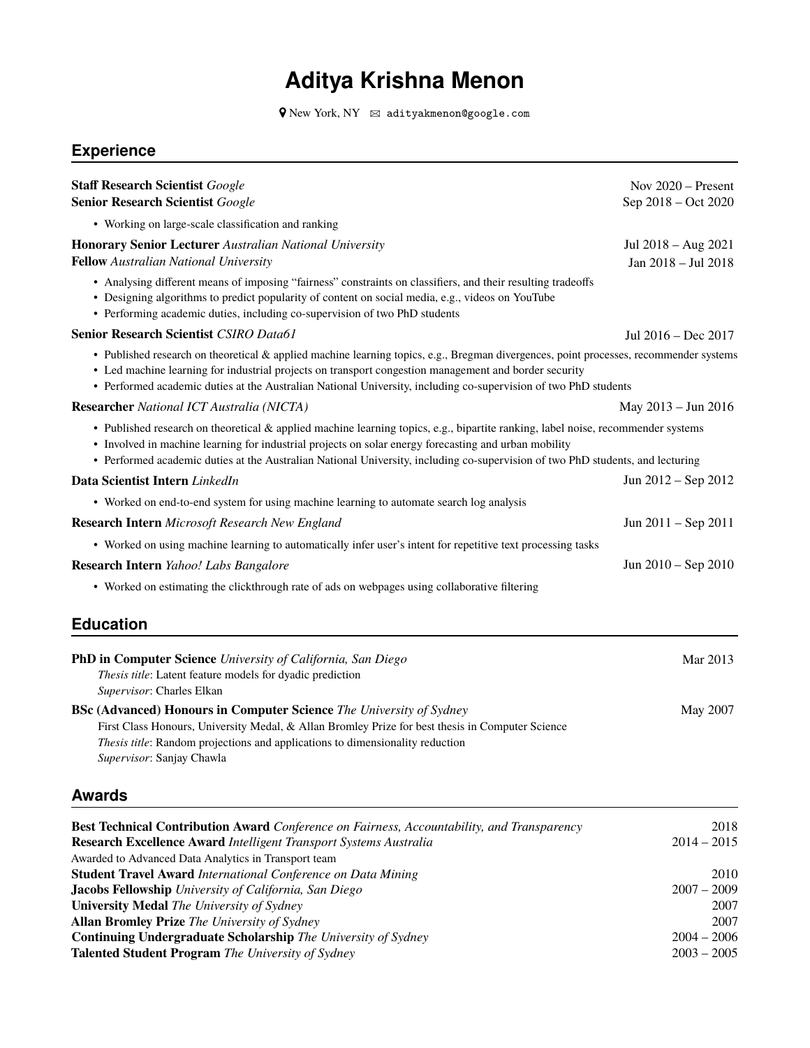# Aditya Krishna Menon

New York, NY ✉ adityakmenon@google.com

## Experience

**Staff Research Scientist** *Google* — Nov 2020 – Present
**Senior Research Scientist** *Google* — Sep 2018 – Oct 2020

- Working on large-scale classification and ranking

**Honorary Senior Lecturer** *Australian National University* — Jul 2018 – Aug 2021
**Fellow** *Australian National University* — Jan 2018 – Jul 2018

- Analysing different means of imposing "fairness" constraints on classifiers, and their resulting tradeoffs
- Designing algorithms to predict popularity of content on social media, e.g., videos on YouTube
- Performing academic duties, including co-supervision of two PhD students

**Senior Research Scientist** *CSIRO Data61* — Jul 2016 – Dec 2017

- Published research on theoretical & applied machine learning topics, e.g., Bregman divergences, point processes, recommender systems
- Led machine learning for industrial projects on transport congestion management and border security
- Performed academic duties at the Australian National University, including co-supervision of two PhD students

**Researcher** *National ICT Australia (NICTA)* — May 2013 – Jun 2016

- Published research on theoretical & applied machine learning topics, e.g., bipartite ranking, label noise, recommender systems
- Involved in machine learning for industrial projects on solar energy forecasting and urban mobility
- Performed academic duties at the Australian National University, including co-supervision of two PhD students, and lecturing

**Data Scientist Intern** *LinkedIn* — Jun 2012 – Sep 2012

- Worked on end-to-end system for using machine learning to automate search log analysis

**Research Intern** *Microsoft Research New England* — Jun 2011 – Sep 2011

- Worked on using machine learning to automatically infer user's intent for repetitive text processing tasks

**Research Intern** *Yahoo! Labs Bangalore* — Jun 2010 – Sep 2010

- Worked on estimating the clickthrough rate of ads on webpages using collaborative filtering

## Education

**PhD in Computer Science** *University of California, San Diego* — Mar 2013
*Thesis title*: Latent feature models for dyadic prediction
*Supervisor*: Charles Elkan

**BSc (Advanced) Honours in Computer Science** *The University of Sydney* — May 2007
First Class Honours, University Medal, & Allan Bromley Prize for best thesis in Computer Science
*Thesis title*: Random projections and applications to dimensionality reduction
*Supervisor*: Sanjay Chawla

## Awards

**Best Technical Contribution Award** *Conference on Fairness, Accountability, and Transparency* — 2018
**Research Excellence Award** *Intelligent Transport Systems Australia* — 2014 – 2015
Awarded to Advanced Data Analytics in Transport team
**Student Travel Award** *International Conference on Data Mining* — 2010
**Jacobs Fellowship** *University of California, San Diego* — 2007 – 2009
**University Medal** *The University of Sydney* — 2007
**Allan Bromley Prize** *The University of Sydney* — 2007
**Continuing Undergraduate Scholarship** *The University of Sydney* — 2004 – 2006
**Talented Student Program** *The University of Sydney* — 2003 – 2005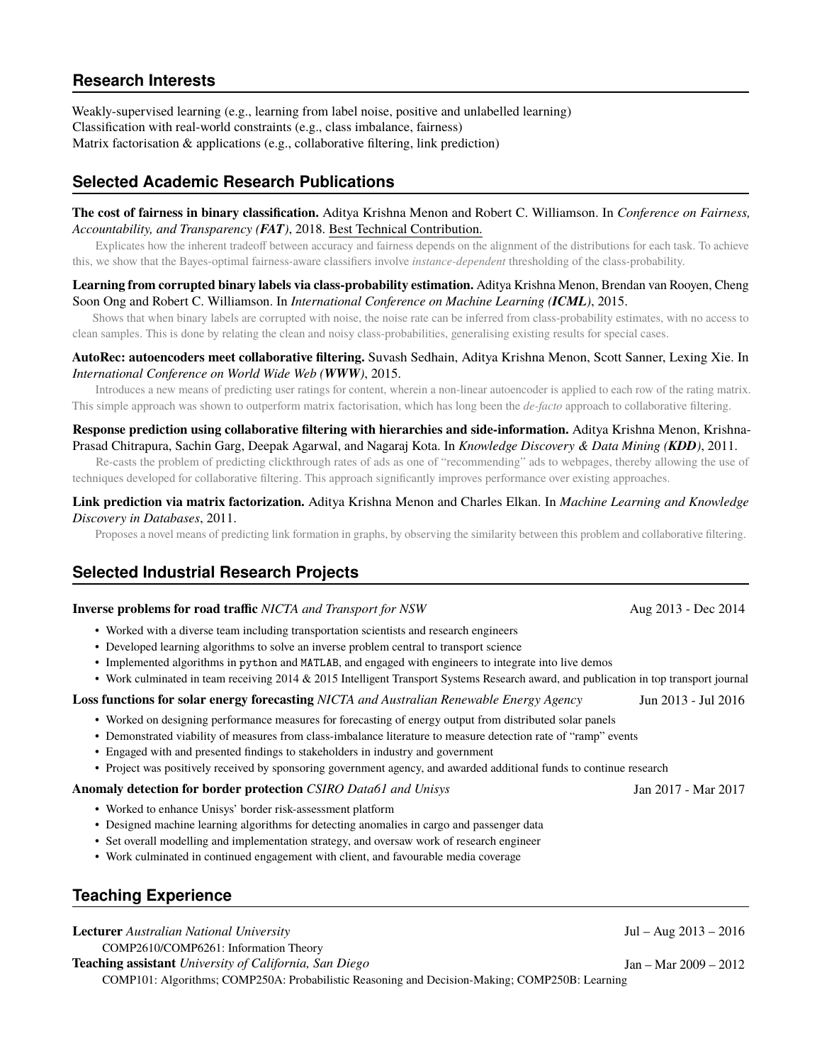## Research Interests

Weakly-supervised learning (e.g., learning from label noise, positive and unlabelled learning)
Classification with real-world constraints (e.g., class imbalance, fairness)
Matrix factorisation & applications (e.g., collaborative filtering, link prediction)

## Selected Academic Research Publications

**The cost of fairness in binary classification.** Aditya Krishna Menon and Robert C. Williamson. In *Conference on Fairness, Accountability, and Transparency (**FAT**)*, 2018. Best Technical Contribution.

Explicates how the inherent tradeoff between accuracy and fairness depends on the alignment of the distributions for each task. To achieve this, we show that the Bayes-optimal fairness-aware classifiers involve *instance-dependent* thresholding of the class-probability.

**Learning from corrupted binary labels via class-probability estimation.** Aditya Krishna Menon, Brendan van Rooyen, Cheng Soon Ong and Robert C. Williamson. In *International Conference on Machine Learning (**ICML**)*, 2015.

Shows that when binary labels are corrupted with noise, the noise rate can be inferred from class-probability estimates, with no access to clean samples. This is done by relating the clean and noisy class-probabilities, generalising existing results for special cases.

**AutoRec: autoencoders meet collaborative filtering.** Suvash Sedhain, Aditya Krishna Menon, Scott Sanner, Lexing Xie. In *International Conference on World Wide Web (**WWW**)*, 2015.

Introduces a new means of predicting user ratings for content, wherein a non-linear autoencoder is applied to each row of the rating matrix. This simple approach was shown to outperform matrix factorisation, which has long been the *de-facto* approach to collaborative filtering.

**Response prediction using collaborative filtering with hierarchies and side-information.** Aditya Krishna Menon, Krishna-Prasad Chitrapura, Sachin Garg, Deepak Agarwal, and Nagaraj Kota. In *Knowledge Discovery & Data Mining (**KDD**)*, 2011.

Re-casts the problem of predicting clickthrough rates of ads as one of "recommending" ads to webpages, thereby allowing the use of techniques developed for collaborative filtering. This approach significantly improves performance over existing approaches.

**Link prediction via matrix factorization.** Aditya Krishna Menon and Charles Elkan. In *Machine Learning and Knowledge Discovery in Databases*, 2011.

Proposes a novel means of predicting link formation in graphs, by observing the similarity between this problem and collaborative filtering.

## Selected Industrial Research Projects

**Inverse problems for road traffic** *NICTA and Transport for NSW* — Aug 2013 - Dec 2014

- Worked with a diverse team including transportation scientists and research engineers
- Developed learning algorithms to solve an inverse problem central to transport science
- Implemented algorithms in `python` and `MATLAB`, and engaged with engineers to integrate into live demos
- Work culminated in team receiving 2014 & 2015 Intelligent Transport Systems Research award, and publication in top transport journal

**Loss functions for solar energy forecasting** *NICTA and Australian Renewable Energy Agency* — Jun 2013 - Jul 2016

- Worked on designing performance measures for forecasting of energy output from distributed solar panels
- Demonstrated viability of measures from class-imbalance literature to measure detection rate of "ramp" events
- Engaged with and presented findings to stakeholders in industry and government
- Project was positively received by sponsoring government agency, and awarded additional funds to continue research

**Anomaly detection for border protection** *CSIRO Data61 and Unisys* — Jan 2017 - Mar 2017

- Worked to enhance Unisys' border risk-assessment platform
- Designed machine learning algorithms for detecting anomalies in cargo and passenger data
- Set overall modelling and implementation strategy, and oversaw work of research engineer
- Work culminated in continued engagement with client, and favourable media coverage

## Teaching Experience

**Lecturer** *Australian National University* — Jul – Aug 2013 – 2016

COMP2610/COMP6261: Information Theory

**Teaching assistant** *University of California, San Diego* — Jan – Mar 2009 – 2012

COMP101: Algorithms; COMP250A: Probabilistic Reasoning and Decision-Making; COMP250B: Learning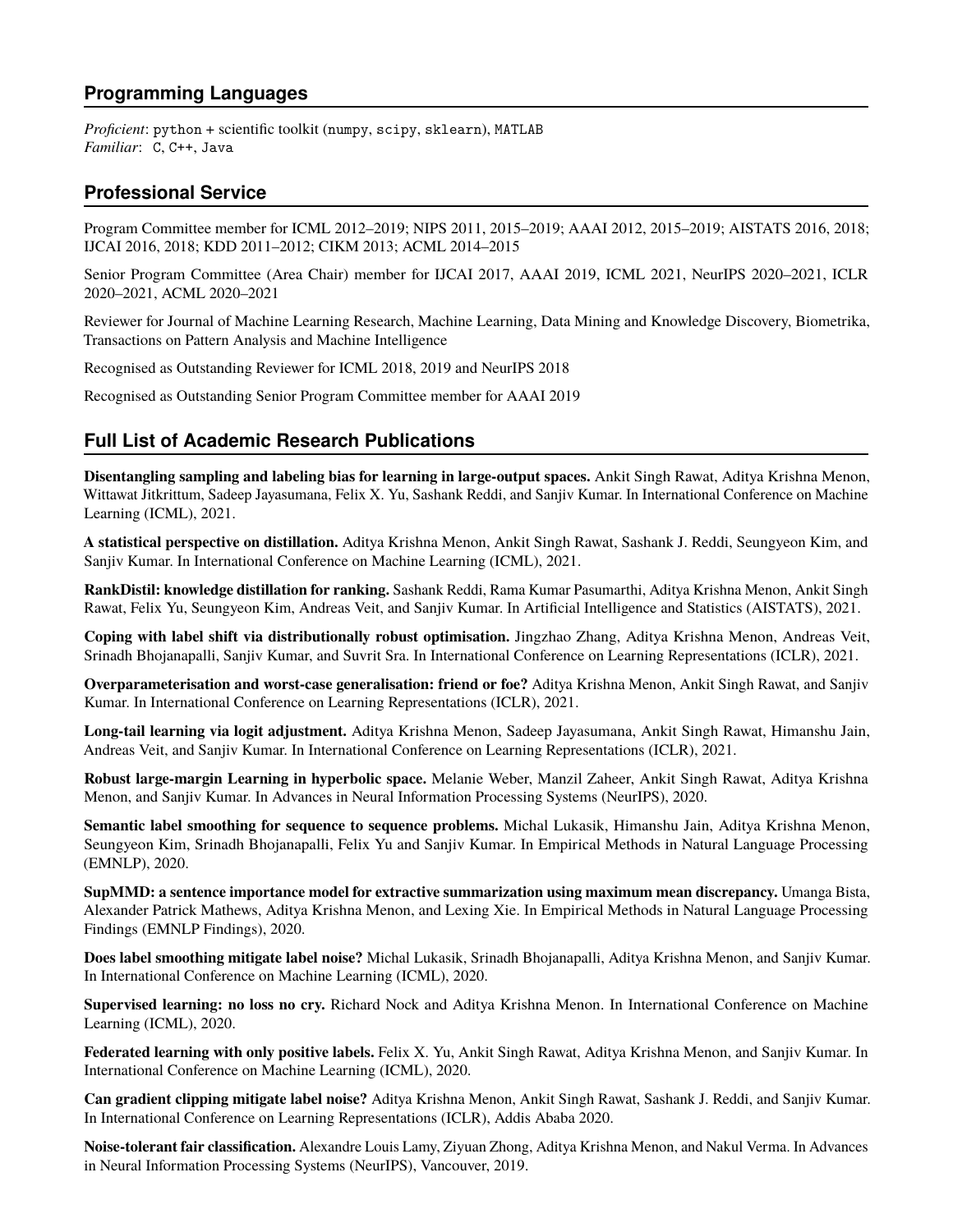## Programming Languages

*Proficient*: `python` + scientific toolkit (`numpy`, `scipy`, `sklearn`), `MATLAB`
*Familiar*: `C`, `C++`, `Java`

## Professional Service

Program Committee member for ICML 2012–2019; NIPS 2011, 2015–2019; AAAI 2012, 2015–2019; AISTATS 2016, 2018; IJCAI 2016, 2018; KDD 2011–2012; CIKM 2013; ACML 2014–2015

Senior Program Committee (Area Chair) member for IJCAI 2017, AAAI 2019, ICML 2021, NeurIPS 2020–2021, ICLR 2020–2021, ACML 2020–2021

Reviewer for Journal of Machine Learning Research, Machine Learning, Data Mining and Knowledge Discovery, Biometrika, Transactions on Pattern Analysis and Machine Intelligence

Recognised as Outstanding Reviewer for ICML 2018, 2019 and NeurIPS 2018

Recognised as Outstanding Senior Program Committee member for AAAI 2019

## Full List of Academic Research Publications

**Disentangling sampling and labeling bias for learning in large-output spaces.** Ankit Singh Rawat, Aditya Krishna Menon, Wittawat Jitkrittum, Sadeep Jayasumana, Felix X. Yu, Sashank Reddi, and Sanjiv Kumar. In International Conference on Machine Learning (ICML), 2021.

**A statistical perspective on distillation.** Aditya Krishna Menon, Ankit Singh Rawat, Sashank J. Reddi, Seungyeon Kim, and Sanjiv Kumar. In International Conference on Machine Learning (ICML), 2021.

**RankDistil: knowledge distillation for ranking.** Sashank Reddi, Rama Kumar Pasumarthi, Aditya Krishna Menon, Ankit Singh Rawat, Felix Yu, Seungyeon Kim, Andreas Veit, and Sanjiv Kumar. In Artificial Intelligence and Statistics (AISTATS), 2021.

**Coping with label shift via distributionally robust optimisation.** Jingzhao Zhang, Aditya Krishna Menon, Andreas Veit, Srinadh Bhojanapalli, Sanjiv Kumar, and Suvrit Sra. In International Conference on Learning Representations (ICLR), 2021.

**Overparameterisation and worst-case generalisation: friend or foe?** Aditya Krishna Menon, Ankit Singh Rawat, and Sanjiv Kumar. In International Conference on Learning Representations (ICLR), 2021.

**Long-tail learning via logit adjustment.** Aditya Krishna Menon, Sadeep Jayasumana, Ankit Singh Rawat, Himanshu Jain, Andreas Veit, and Sanjiv Kumar. In International Conference on Learning Representations (ICLR), 2021.

**Robust large-margin Learning in hyperbolic space.** Melanie Weber, Manzil Zaheer, Ankit Singh Rawat, Aditya Krishna Menon, and Sanjiv Kumar. In Advances in Neural Information Processing Systems (NeurIPS), 2020.

**Semantic label smoothing for sequence to sequence problems.** Michal Lukasik, Himanshu Jain, Aditya Krishna Menon, Seungyeon Kim, Srinadh Bhojanapalli, Felix Yu and Sanjiv Kumar. In Empirical Methods in Natural Language Processing (EMNLP), 2020.

**SupMMD: a sentence importance model for extractive summarization using maximum mean discrepancy.** Umanga Bista, Alexander Patrick Mathews, Aditya Krishna Menon, and Lexing Xie. In Empirical Methods in Natural Language Processing Findings (EMNLP Findings), 2020.

**Does label smoothing mitigate label noise?** Michal Lukasik, Srinadh Bhojanapalli, Aditya Krishna Menon, and Sanjiv Kumar. In International Conference on Machine Learning (ICML), 2020.

**Supervised learning: no loss no cry.** Richard Nock and Aditya Krishna Menon. In International Conference on Machine Learning (ICML), 2020.

**Federated learning with only positive labels.** Felix X. Yu, Ankit Singh Rawat, Aditya Krishna Menon, and Sanjiv Kumar. In International Conference on Machine Learning (ICML), 2020.

**Can gradient clipping mitigate label noise?** Aditya Krishna Menon, Ankit Singh Rawat, Sashank J. Reddi, and Sanjiv Kumar. In International Conference on Learning Representations (ICLR), Addis Ababa 2020.

**Noise-tolerant fair classification.** Alexandre Louis Lamy, Ziyuan Zhong, Aditya Krishna Menon, and Nakul Verma. In Advances in Neural Information Processing Systems (NeurIPS), Vancouver, 2019.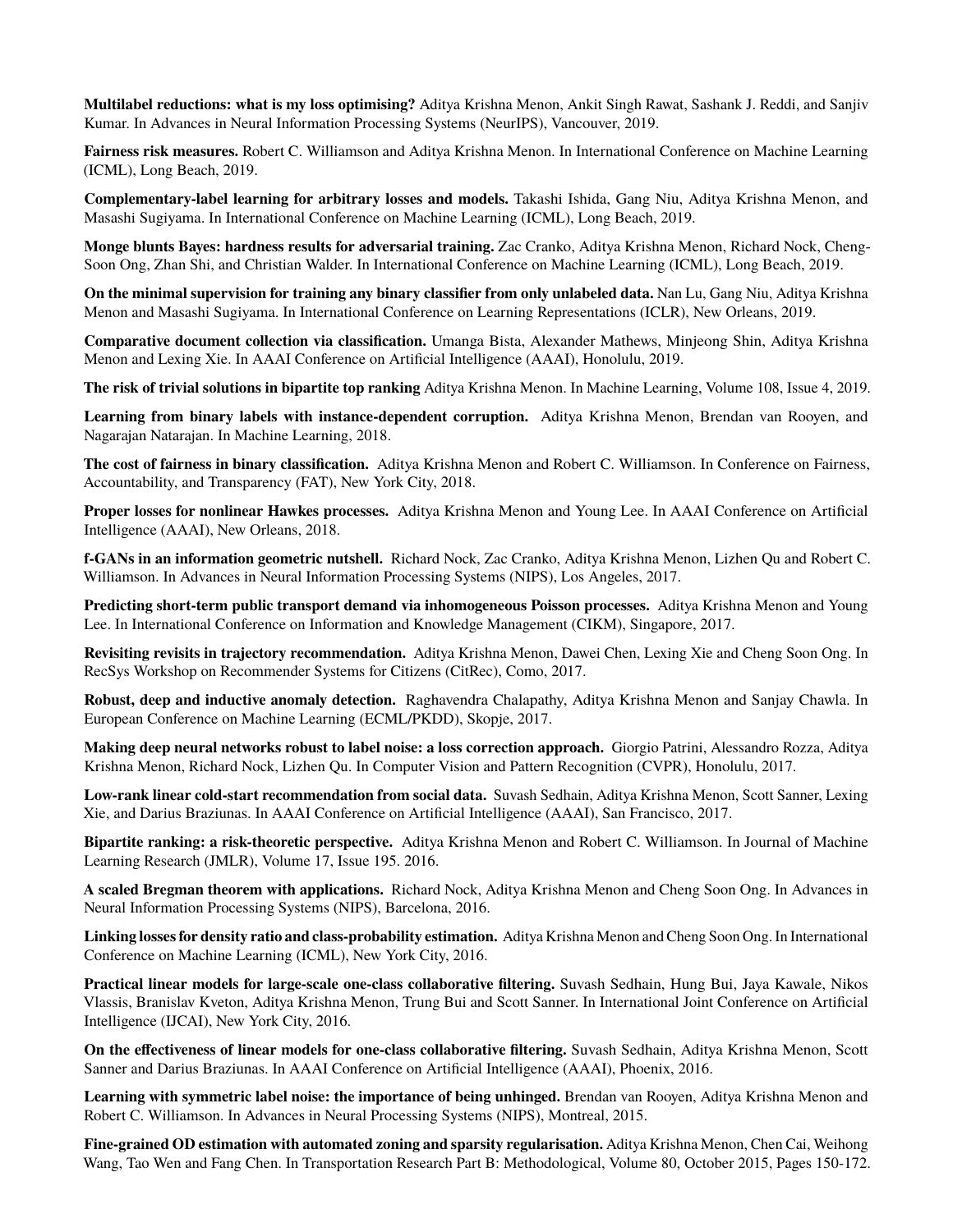**Multilabel reductions: what is my loss optimising?** Aditya Krishna Menon, Ankit Singh Rawat, Sashank J. Reddi, and Sanjiv Kumar. In Advances in Neural Information Processing Systems (NeurIPS), Vancouver, 2019.

**Fairness risk measures.** Robert C. Williamson and Aditya Krishna Menon. In International Conference on Machine Learning (ICML), Long Beach, 2019.

**Complementary-label learning for arbitrary losses and models.** Takashi Ishida, Gang Niu, Aditya Krishna Menon, and Masashi Sugiyama. In International Conference on Machine Learning (ICML), Long Beach, 2019.

**Monge blunts Bayes: hardness results for adversarial training.** Zac Cranko, Aditya Krishna Menon, Richard Nock, Cheng-Soon Ong, Zhan Shi, and Christian Walder. In International Conference on Machine Learning (ICML), Long Beach, 2019.

**On the minimal supervision for training any binary classifier from only unlabeled data.** Nan Lu, Gang Niu, Aditya Krishna Menon and Masashi Sugiyama. In International Conference on Learning Representations (ICLR), New Orleans, 2019.

**Comparative document collection via classification.** Umanga Bista, Alexander Mathews, Minjeong Shin, Aditya Krishna Menon and Lexing Xie. In AAAI Conference on Artificial Intelligence (AAAI), Honolulu, 2019.

**The risk of trivial solutions in bipartite top ranking** Aditya Krishna Menon. In Machine Learning, Volume 108, Issue 4, 2019.

**Learning from binary labels with instance-dependent corruption.** Aditya Krishna Menon, Brendan van Rooyen, and Nagarajan Natarajan. In Machine Learning, 2018.

**The cost of fairness in binary classification.** Aditya Krishna Menon and Robert C. Williamson. In Conference on Fairness, Accountability, and Transparency (FAT), New York City, 2018.

**Proper losses for nonlinear Hawkes processes.** Aditya Krishna Menon and Young Lee. In AAAI Conference on Artificial Intelligence (AAAI), New Orleans, 2018.

**f-GANs in an information geometric nutshell.** Richard Nock, Zac Cranko, Aditya Krishna Menon, Lizhen Qu and Robert C. Williamson. In Advances in Neural Information Processing Systems (NIPS), Los Angeles, 2017.

**Predicting short-term public transport demand via inhomogeneous Poisson processes.** Aditya Krishna Menon and Young Lee. In International Conference on Information and Knowledge Management (CIKM), Singapore, 2017.

**Revisiting revisits in trajectory recommendation.** Aditya Krishna Menon, Dawei Chen, Lexing Xie and Cheng Soon Ong. In RecSys Workshop on Recommender Systems for Citizens (CitRec), Como, 2017.

**Robust, deep and inductive anomaly detection.** Raghavendra Chalapathy, Aditya Krishna Menon and Sanjay Chawla. In European Conference on Machine Learning (ECML/PKDD), Skopje, 2017.

**Making deep neural networks robust to label noise: a loss correction approach.** Giorgio Patrini, Alessandro Rozza, Aditya Krishna Menon, Richard Nock, Lizhen Qu. In Computer Vision and Pattern Recognition (CVPR), Honolulu, 2017.

**Low-rank linear cold-start recommendation from social data.** Suvash Sedhain, Aditya Krishna Menon, Scott Sanner, Lexing Xie, and Darius Braziunas. In AAAI Conference on Artificial Intelligence (AAAI), San Francisco, 2017.

**Bipartite ranking: a risk-theoretic perspective.** Aditya Krishna Menon and Robert C. Williamson. In Journal of Machine Learning Research (JMLR), Volume 17, Issue 195. 2016.

**A scaled Bregman theorem with applications.** Richard Nock, Aditya Krishna Menon and Cheng Soon Ong. In Advances in Neural Information Processing Systems (NIPS), Barcelona, 2016.

**Linking losses for density ratio and class-probability estimation.** Aditya Krishna Menon and Cheng Soon Ong. In International Conference on Machine Learning (ICML), New York City, 2016.

**Practical linear models for large-scale one-class collaborative filtering.** Suvash Sedhain, Hung Bui, Jaya Kawale, Nikos Vlassis, Branislav Kveton, Aditya Krishna Menon, Trung Bui and Scott Sanner. In International Joint Conference on Artificial Intelligence (IJCAI), New York City, 2016.

**On the effectiveness of linear models for one-class collaborative filtering.** Suvash Sedhain, Aditya Krishna Menon, Scott Sanner and Darius Braziunas. In AAAI Conference on Artificial Intelligence (AAAI), Phoenix, 2016.

**Learning with symmetric label noise: the importance of being unhinged.** Brendan van Rooyen, Aditya Krishna Menon and Robert C. Williamson. In Advances in Neural Processing Systems (NIPS), Montreal, 2015.

**Fine-grained OD estimation with automated zoning and sparsity regularisation.** Aditya Krishna Menon, Chen Cai, Weihong Wang, Tao Wen and Fang Chen. In Transportation Research Part B: Methodological, Volume 80, October 2015, Pages 150-172.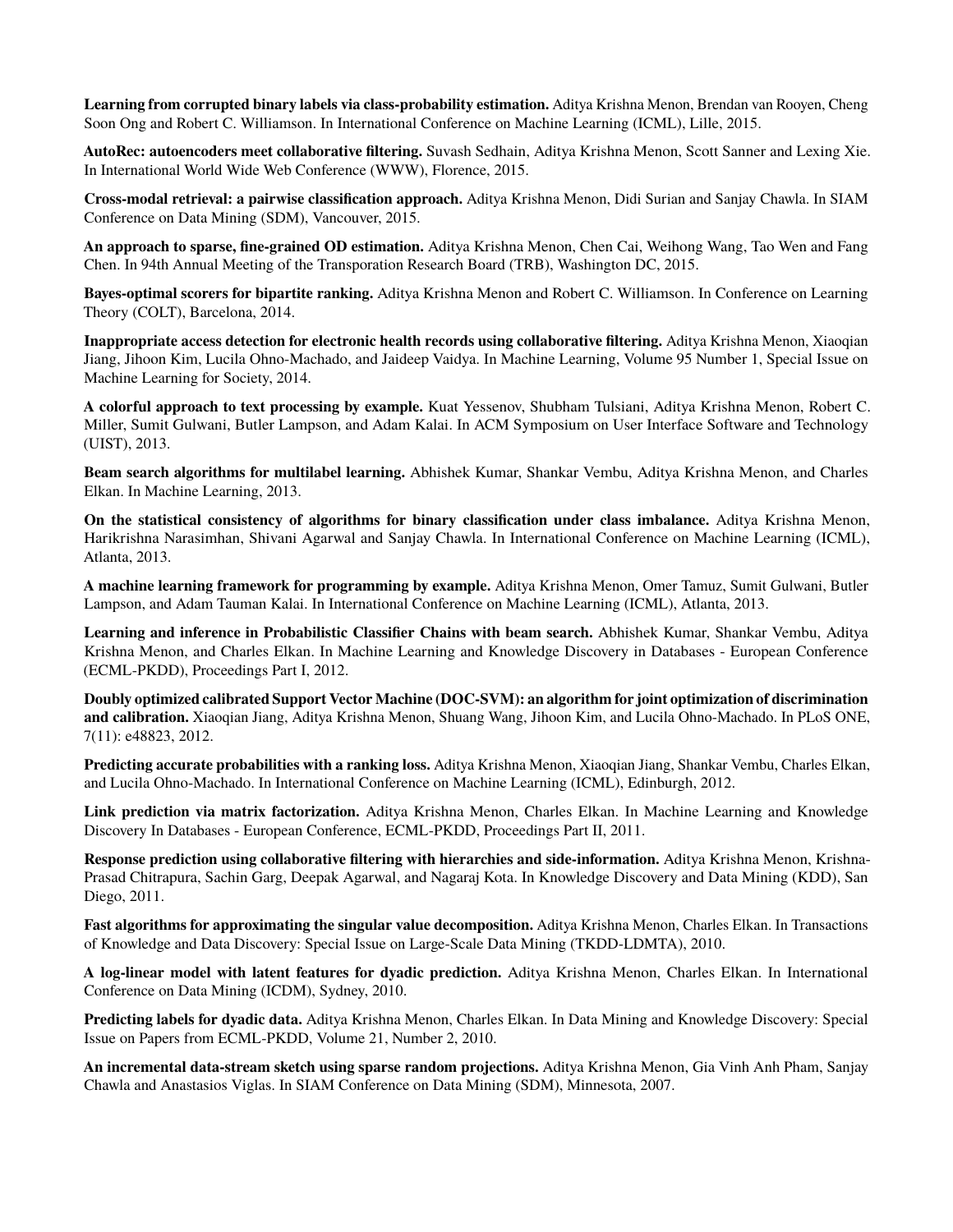**Learning from corrupted binary labels via class-probability estimation.** Aditya Krishna Menon, Brendan van Rooyen, Cheng Soon Ong and Robert C. Williamson. In International Conference on Machine Learning (ICML), Lille, 2015.

**AutoRec: autoencoders meet collaborative filtering.** Suvash Sedhain, Aditya Krishna Menon, Scott Sanner and Lexing Xie. In International World Wide Web Conference (WWW), Florence, 2015.

**Cross-modal retrieval: a pairwise classification approach.** Aditya Krishna Menon, Didi Surian and Sanjay Chawla. In SIAM Conference on Data Mining (SDM), Vancouver, 2015.

**An approach to sparse, fine-grained OD estimation.** Aditya Krishna Menon, Chen Cai, Weihong Wang, Tao Wen and Fang Chen. In 94th Annual Meeting of the Transporation Research Board (TRB), Washington DC, 2015.

**Bayes-optimal scorers for bipartite ranking.** Aditya Krishna Menon and Robert C. Williamson. In Conference on Learning Theory (COLT), Barcelona, 2014.

**Inappropriate access detection for electronic health records using collaborative filtering.** Aditya Krishna Menon, Xiaoqian Jiang, Jihoon Kim, Lucila Ohno-Machado, and Jaideep Vaidya. In Machine Learning, Volume 95 Number 1, Special Issue on Machine Learning for Society, 2014.

**A colorful approach to text processing by example.** Kuat Yessenov, Shubham Tulsiani, Aditya Krishna Menon, Robert C. Miller, Sumit Gulwani, Butler Lampson, and Adam Kalai. In ACM Symposium on User Interface Software and Technology (UIST), 2013.

**Beam search algorithms for multilabel learning.** Abhishek Kumar, Shankar Vembu, Aditya Krishna Menon, and Charles Elkan. In Machine Learning, 2013.

**On the statistical consistency of algorithms for binary classification under class imbalance.** Aditya Krishna Menon, Harikrishna Narasimhan, Shivani Agarwal and Sanjay Chawla. In International Conference on Machine Learning (ICML), Atlanta, 2013.

**A machine learning framework for programming by example.** Aditya Krishna Menon, Omer Tamuz, Sumit Gulwani, Butler Lampson, and Adam Tauman Kalai. In International Conference on Machine Learning (ICML), Atlanta, 2013.

**Learning and inference in Probabilistic Classifier Chains with beam search.** Abhishek Kumar, Shankar Vembu, Aditya Krishna Menon, and Charles Elkan. In Machine Learning and Knowledge Discovery in Databases - European Conference (ECML-PKDD), Proceedings Part I, 2012.

**Doubly optimized calibrated Support Vector Machine (DOC-SVM): an algorithm for joint optimization of discrimination and calibration.** Xiaoqian Jiang, Aditya Krishna Menon, Shuang Wang, Jihoon Kim, and Lucila Ohno-Machado. In PLoS ONE, 7(11): e48823, 2012.

**Predicting accurate probabilities with a ranking loss.** Aditya Krishna Menon, Xiaoqian Jiang, Shankar Vembu, Charles Elkan, and Lucila Ohno-Machado. In International Conference on Machine Learning (ICML), Edinburgh, 2012.

**Link prediction via matrix factorization.** Aditya Krishna Menon, Charles Elkan. In Machine Learning and Knowledge Discovery In Databases - European Conference, ECML-PKDD, Proceedings Part II, 2011.

**Response prediction using collaborative filtering with hierarchies and side-information.** Aditya Krishna Menon, Krishna-Prasad Chitrapura, Sachin Garg, Deepak Agarwal, and Nagaraj Kota. In Knowledge Discovery and Data Mining (KDD), San Diego, 2011.

**Fast algorithms for approximating the singular value decomposition.** Aditya Krishna Menon, Charles Elkan. In Transactions of Knowledge and Data Discovery: Special Issue on Large-Scale Data Mining (TKDD-LDMTA), 2010.

**A log-linear model with latent features for dyadic prediction.** Aditya Krishna Menon, Charles Elkan. In International Conference on Data Mining (ICDM), Sydney, 2010.

**Predicting labels for dyadic data.** Aditya Krishna Menon, Charles Elkan. In Data Mining and Knowledge Discovery: Special Issue on Papers from ECML-PKDD, Volume 21, Number 2, 2010.

**An incremental data-stream sketch using sparse random projections.** Aditya Krishna Menon, Gia Vinh Anh Pham, Sanjay Chawla and Anastasios Viglas. In SIAM Conference on Data Mining (SDM), Minnesota, 2007.